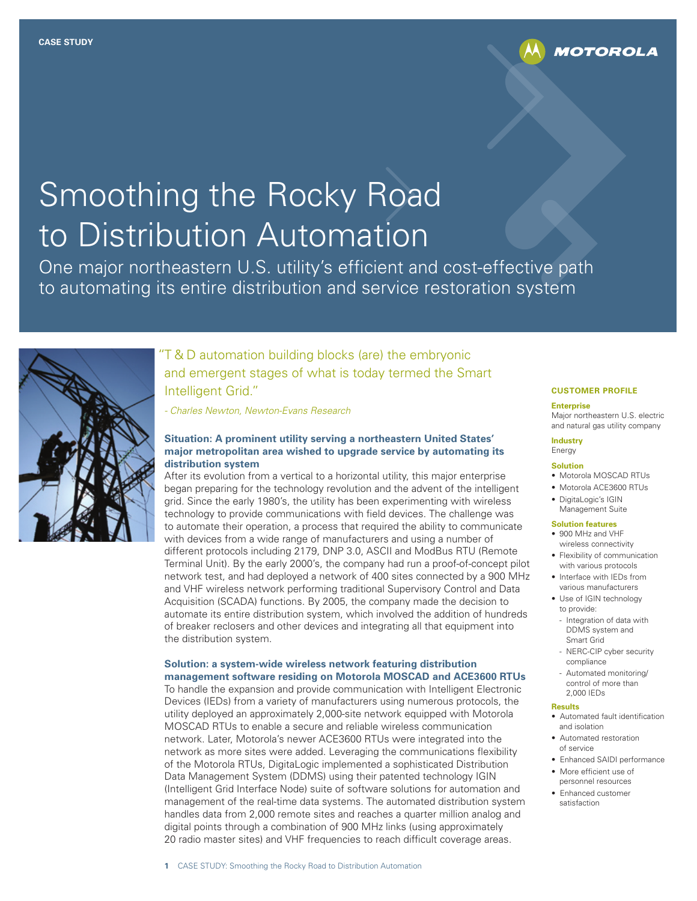CASE STUDY

MOTOROLA

# Smoothing the Rocky Road to Distribution Automation

## One major northeastern U.S. utility's efficient and cost-effective path to automating its entire distribution and service restoration system

"T & D automation building blocks (are) the embryonic and emergent stages of what is today termed the Smart Intelligent Grid."

*- Charles Newton, Newton-Evans Research*

### Situation: A prominent utility serving a northeastern United States' major metropolitan area wished to upgrade service by automating its distribution system

After its evolution from a vertical to a horizontal utility, this major enterprise began preparing for the technology revolution and the advent of the intelligent grid. Since the early 1980's, the utility has been experimenting with wireless technology to provide communications with field devices. The challenge was to automate their operation, a process that required the ability to communicate with devices from a wide range of manufacturers and using a number of different protocols including 2179, DNP 3.0, ASCII and ModBus RTU (Remote Terminal Unit). By the early 2000's, the company had run a proof-of-concept pilot network test, and had deployed a network of 400 sites connected by a 900 MHz and VHF wireless network performing traditional Supervisory Control and Data Acquisition (SCADA) functions. By 2005, the company made the decision to automate its entire distribution system, which involved the addition of hundreds of breaker reclosers and other devices and integrating all that equipment into the distribution system.

### Solution: a system-wide wireless network featuring distribution management software residing on Motorola MOSCAD and ACE3600 RTUs

To handle the expansion and provide communication with Intelligent Electronic Devices (IEDs) from a variety of manufacturers using numerous protocols, the utility deployed an approximately 2,000-site network equipped with Motorola MOSCAD RTUs to enable a secure and reliable wireless communication network. Later, Motorola's newer ACE3600 RTUs were integrated into the network as more sites were added. Leveraging the communications flexibility of the Motorola RTUs, DigitaLogic implemented a sophisticated Distribution Data Management System (DDMS) using their patented technology IGIN (Intelligent Grid Interface Node) suite of software solutions for automation and management of the real-time data systems. The automated distribution system handles data from 2,000 remote sites and reaches a quarter million analog and digital points through a combination of 900 MHz links (using approximately 20 radio master sites) and VHF frequencies to reach difficult coverage areas.

### CUSTOMER PROFILE

**Enterprise**
Major northeastern U.S. electric and natural gas utility company

**Industry**
Energy

**Solution**
- Motorola MOSCAD RTUs
- Motorola ACE3600 RTUs
- DigitaLogic's IGIN Management Suite

**Solution features**
- 900 MHz and VHF wireless connectivity
- Flexibility of communication with various protocols
- Interface with IEDs from various manufacturers
- Use of IGIN technology to provide:
  - Integration of data with DDMS system and Smart Grid
  - NERC-CIP cyber security compliance
  - Automated monitoring/control of more than 2,000 IEDs

**Results**
- Automated fault identification and isolation
- Automated restoration of service
- Enhanced SAIDI performance
- More efficient use of personnel resources
- Enhanced customer satisfaction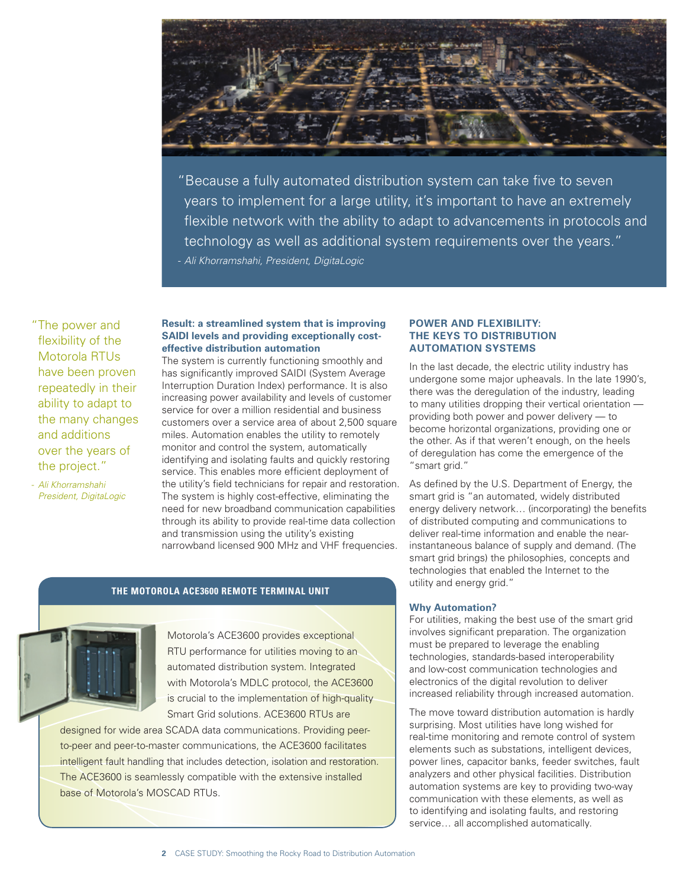> "Because a fully automated distribution system can take five to seven years to implement for a large utility, it's important to have an extremely flexible network with the ability to adapt to advancements in protocols and technology as well as additional system requirements over the years."
>
> *- Ali Khorramshahi, President, DigitaLogic*

> "The power and flexibility of the Motorola RTUs have been proven repeatedly in their ability to adapt to the many changes and additions over the years of the project."
>
> *- Ali Khorramshahi President, DigitaLogic*

**Result: a streamlined system that is improving SAIDI levels and providing exceptionally cost-effective distribution automation**

The system is currently functioning smoothly and has significantly improved SAIDI (System Average Interruption Duration Index) performance. It is also increasing power availability and levels of customer service for over a million residential and business customers over a service area of about 2,500 square miles. Automation enables the utility to remotely monitor and control the system, automatically identifying and isolating faults and quickly restoring service. This enables more efficient deployment of the utility's field technicians for repair and restoration. The system is highly cost-effective, eliminating the need for new broadband communication capabilities through its ability to provide real-time data collection and transmission using the utility's existing narrowband licensed 900 MHz and VHF frequencies.

### THE MOTOROLA ACE3600 REMOTE TERMINAL UNIT

Motorola's ACE3600 provides exceptional RTU performance for utilities moving to an automated distribution system. Integrated with Motorola's MDLC protocol, the ACE3600 is crucial to the implementation of high-quality Smart Grid solutions. ACE3600 RTUs are designed for wide area SCADA data communications. Providing peer-to-peer and peer-to-master communications, the ACE3600 facilitates intelligent fault handling that includes detection, isolation and restoration. The ACE3600 is seamlessly compatible with the extensive installed base of Motorola's MOSCAD RTUs.

## POWER AND FLEXIBILITY: THE KEYS TO DISTRIBUTION AUTOMATION SYSTEMS

In the last decade, the electric utility industry has undergone some major upheavals. In the late 1990's, there was the deregulation of the industry, leading to many utilities dropping their vertical orientation — providing both power and power delivery — to become horizontal organizations, providing one or the other. As if that weren't enough, on the heels of deregulation has come the emergence of the "smart grid."

As defined by the U.S. Department of Energy, the smart grid is "an automated, widely distributed energy delivery network… (incorporating) the benefits of distributed computing and communications to deliver real-time information and enable the near-instantaneous balance of supply and demand. (The smart grid brings) the philosophies, concepts and technologies that enabled the Internet to the utility and energy grid."

**Why Automation?**

For utilities, making the best use of the smart grid involves significant preparation. The organization must be prepared to leverage the enabling technologies, standards-based interoperability and low-cost communication technologies and electronics of the digital revolution to deliver increased reliability through increased automation.

The move toward distribution automation is hardly surprising. Most utilities have long wished for real-time monitoring and remote control of system elements such as substations, intelligent devices, power lines, capacitor banks, feeder switches, fault analyzers and other physical facilities. Distribution automation systems are key to providing two-way communication with these elements, as well as to identifying and isolating faults, and restoring service… all accomplished automatically.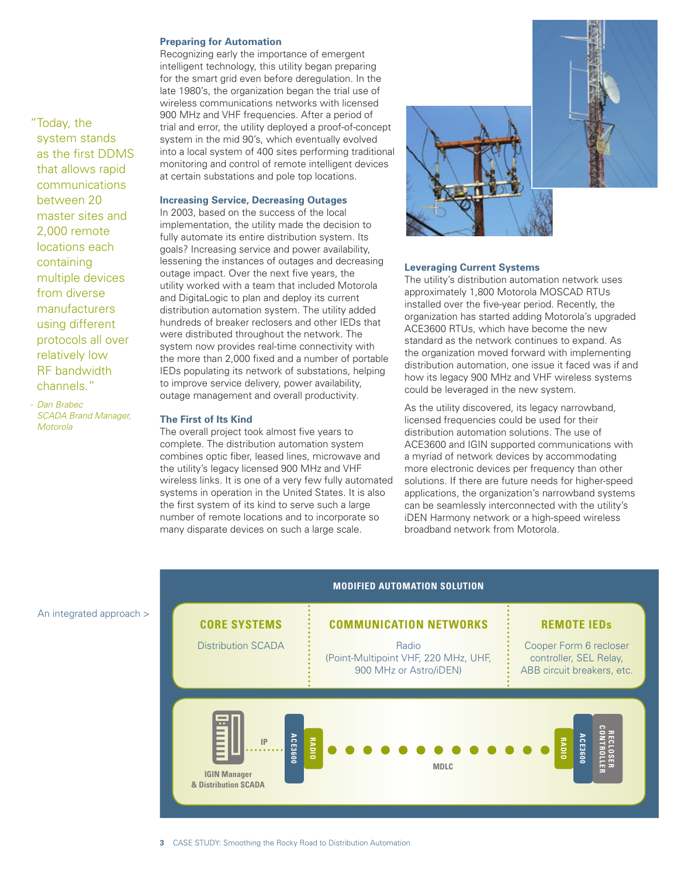> "Today, the system stands as the first DDMS that allows rapid communications between 20 master sites and 2,000 remote locations each containing multiple devices from diverse manufacturers using different protocols all over relatively low RF bandwidth channels."
>
> *- Dan Brabec, SCADA Brand Manager, Motorola*

### Preparing for Automation

Recognizing early the importance of emergent intelligent technology, this utility began preparing for the smart grid even before deregulation. In the late 1980's, the organization began the trial use of wireless communications networks with licensed 900 MHz and VHF frequencies. After a period of trial and error, the utility deployed a proof-of-concept system in the mid 90's, which eventually evolved into a local system of 400 sites performing traditional monitoring and control of remote intelligent devices at certain substations and pole top locations.

### Increasing Service, Decreasing Outages

In 2003, based on the success of the local implementation, the utility made the decision to fully automate its entire distribution system. Its goals? Increasing service and power availability, lessening the instances of outages and decreasing outage impact. Over the next five years, the utility worked with a team that included Motorola and DigitaLogic to plan and deploy its current distribution automation system. The utility added hundreds of breaker reclosers and other IEDs that were distributed throughout the network. The system now provides real-time connectivity with the more than 2,000 fixed and a number of portable IEDs populating its network of substations, helping to improve service delivery, power availability, outage management and overall productivity.

### The First of Its Kind

The overall project took almost five years to complete. The distribution automation system combines optic fiber, leased lines, microwave and the utility's legacy licensed 900 MHz and VHF wireless links. It is one of a very few fully automated systems in operation in the United States. It is also the first system of its kind to serve such a large number of remote locations and to incorporate so many disparate devices on such a large scale.

### Leveraging Current Systems

The utility's distribution automation network uses approximately 1,800 Motorola MOSCAD RTUs installed over the five-year period. Recently, the organization has started adding Motorola's upgraded ACE3600 RTUs, which have become the new standard as the network continues to expand. As the organization moved forward with implementing distribution automation, one issue it faced was if and how its legacy 900 MHz and VHF wireless systems could be leveraged in the new system.

As the utility discovered, its legacy narrowband, licensed frequencies could be used for their distribution automation solutions. The use of ACE3600 and IGIN supported communications with a myriad of network devices by accommodating more electronic devices per frequency than other solutions. If there are future needs for higher-speed applications, the organization's narrowband systems can be seamlessly interconnected with the utility's iDEN Harmony network or a high-speed wireless broadband network from Motorola.

An integrated approach >

**MODIFIED AUTOMATION SOLUTION**

| CORE SYSTEMS | COMMUNICATION NETWORKS | REMOTE IEDs |
|---|---|---|
| Distribution SCADA | Radio (Point-Multipoint VHF, 220 MHz, UHF, 900 MHz or Astro/iDEN) | Cooper Form 6 recloser controller, SEL Relay, ABB circuit breakers, etc. |

IGIN Manager & Distribution SCADA — IP — ACE3600 — RADIO — MDLC — RADIO — ACE3600 — RECLOSER CONTROLLER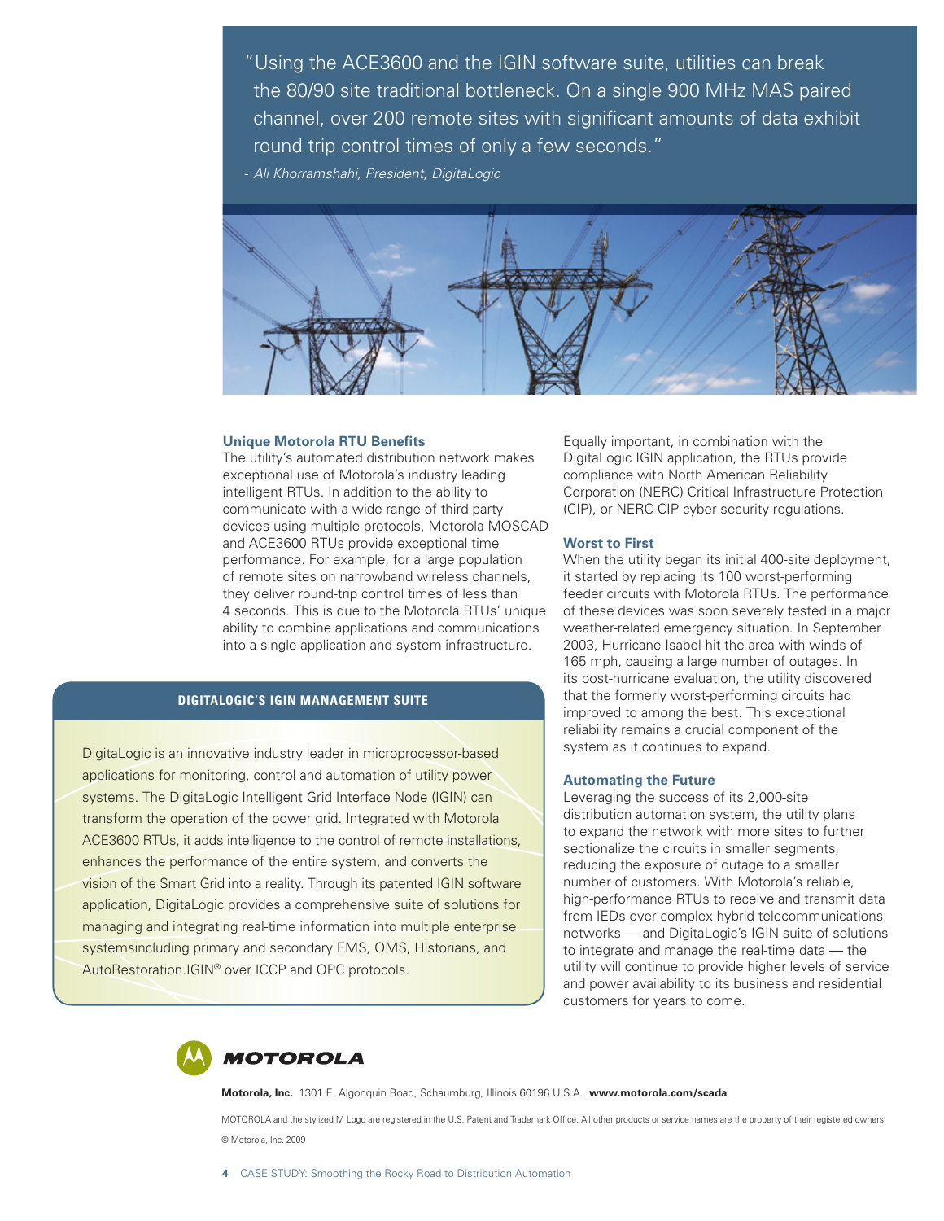> "Using the ACE3600 and the IGIN software suite, utilities can break the 80/90 site traditional bottleneck. On a single 900 MHz MAS paired channel, over 200 remote sites with significant amounts of data exhibit round trip control times of only a few seconds."
>
> *- Ali Khorramshahi, President, DigitaLogic*

### Unique Motorola RTU Benefits

The utility's automated distribution network makes exceptional use of Motorola's industry leading intelligent RTUs. In addition to the ability to communicate with a wide range of third party devices using multiple protocols, Motorola MOSCAD and ACE3600 RTUs provide exceptional time performance. For example, for a large population of remote sites on narrowband wireless channels, they deliver round-trip control times of less than 4 seconds. This is due to the Motorola RTUs' unique ability to combine applications and communications into a single application and system infrastructure.

Equally important, in combination with the DigitaLogic IGIN application, the RTUs provide compliance with North American Reliability Corporation (NERC) Critical Infrastructure Protection (CIP), or NERC-CIP cyber security regulations.

### Worst to First

When the utility began its initial 400-site deployment, it started by replacing its 100 worst-performing feeder circuits with Motorola RTUs. The performance of these devices was soon severely tested in a major weather-related emergency situation. In September 2003, Hurricane Isabel hit the area with winds of 165 mph, causing a large number of outages. In its post-hurricane evaluation, the utility discovered that the formerly worst-performing circuits had improved to among the best. This exceptional reliability remains a crucial component of the system as it continues to expand.

### Automating the Future

Leveraging the success of its 2,000-site distribution automation system, the utility plans to expand the network with more sites to further sectionalize the circuits in smaller segments, reducing the exposure of outage to a smaller number of customers. With Motorola's reliable, high-performance RTUs to receive and transmit data from IEDs over complex hybrid telecommunications networks — and DigitaLogic's IGIN suite of solutions to integrate and manage the real-time data — the utility will continue to provide higher levels of service and power availability to its business and residential customers for years to come.

### DIGITALOGIC'S IGIN MANAGEMENT SUITE

DigitaLogic is an innovative industry leader in microprocessor-based applications for monitoring, control and automation of utility power systems. The DigitaLogic Intelligent Grid Interface Node (IGIN) can transform the operation of the power grid. Integrated with Motorola ACE3600 RTUs, it adds intelligence to the control of remote installations, enhances the performance of the entire system, and converts the vision of the Smart Grid into a reality. Through its patented IGIN software application, DigitaLogic provides a comprehensive suite of solutions for managing and integrating real-time information into multiple enterprise systemsincluding primary and secondary EMS, OMS, Historians, and AutoRestoration.IGIN® over ICCP and OPC protocols.

**MOTOROLA**

**Motorola, Inc.** 1301 E. Algonquin Road, Schaumburg, Illinois 60196 U.S.A. **www.motorola.com/scada**

MOTOROLA and the stylized M Logo are registered in the U.S. Patent and Trademark Office. All other products or service names are the property of their registered owners.

© Motorola, Inc. 2009